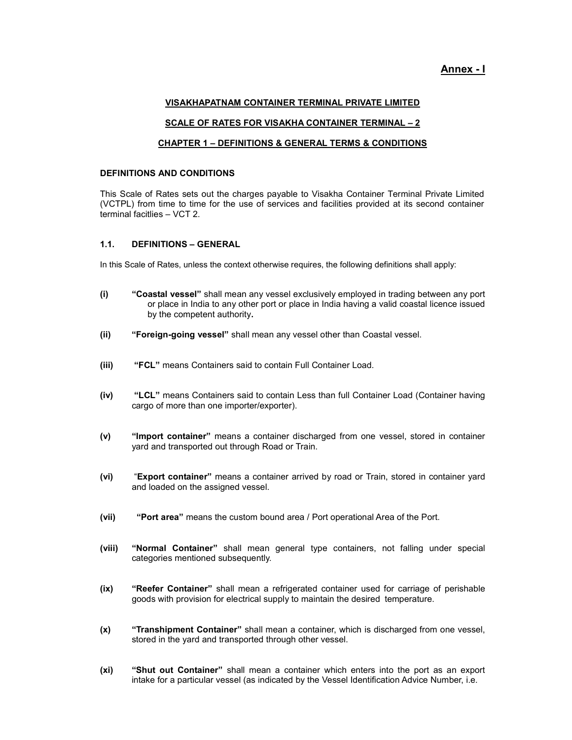**Annex - I**

## VISAKHAPATNAM CONTAINER TERMINAL PRIVATE LIMITED

## SCALE OF RATES FOR VISAKHA CONTAINER TERMINAL – 2

## CHAPTER 1 – DEFINITIONS & GENERAL TERMS & CONDITIONS

### DEFINITIONS AND CONDITIONS

This Scale of Rates sets out the charges payable to Visakha Container Terminal Private Limited (VCTPL) from time to time for the use of services and facilities provided at its second container terminal facitlies – VCT 2.

### 1.1. DEFINITIONS – GENERAL

In this Scale of Rates, unless the context otherwise requires, the following definitions shall apply:

**(i)** **"Coastal vessel"** shall mean any vessel exclusively employed in trading between any port or place in India to any other port or place in India having a valid coastal licence issued by the competent authority**.**

**(ii)** **"Foreign-going vessel"** shall mean any vessel other than Coastal vessel.

**(iii)** **"FCL"** means Containers said to contain Full Container Load.

**(iv)** **"LCL"** means Containers said to contain Less than full Container Load (Container having cargo of more than one importer/exporter).

**(v)** **"Import container"** means a container discharged from one vessel, stored in container yard and transported out through Road or Train.

**(vi)** "**Export container"** means a container arrived by road or Train, stored in container yard and loaded on the assigned vessel.

**(vii)** **"Port area"** means the custom bound area / Port operational Area of the Port.

**(viii)** **"Normal Container"** shall mean general type containers, not falling under special categories mentioned subsequently.

**(ix)** **"Reefer Container"** shall mean a refrigerated container used for carriage of perishable goods with provision for electrical supply to maintain the desired temperature.

**(x)** **"Transhipment Container"** shall mean a container, which is discharged from one vessel, stored in the yard and transported through other vessel.

**(xi)** **"Shut out Container"** shall mean a container which enters into the port as an export intake for a particular vessel (as indicated by the Vessel Identification Advice Number, i.e.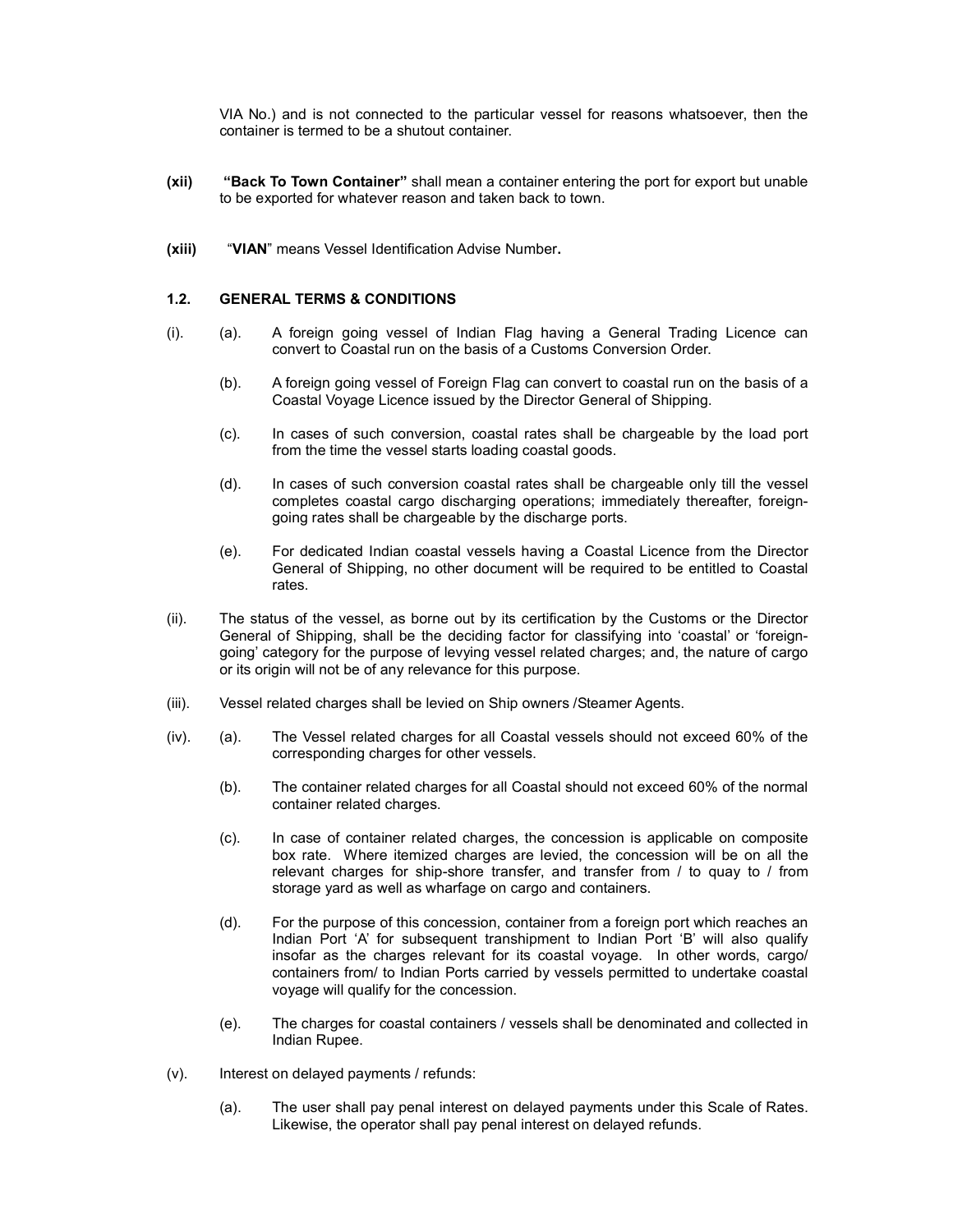VIA No.) and is not connected to the particular vessel for reasons whatsoever, then the container is termed to be a shutout container.

**(xii)** **"Back To Town Container"** shall mean a container entering the port for export but unable to be exported for whatever reason and taken back to town.

**(xiii)** "**VIAN**" means Vessel Identification Advise Number**.**

### 1.2. GENERAL TERMS & CONDITIONS

(i). (a). A foreign going vessel of Indian Flag having a General Trading Licence can convert to Coastal run on the basis of a Customs Conversion Order.

(b). A foreign going vessel of Foreign Flag can convert to coastal run on the basis of a Coastal Voyage Licence issued by the Director General of Shipping.

(c). In cases of such conversion, coastal rates shall be chargeable by the load port from the time the vessel starts loading coastal goods.

(d). In cases of such conversion coastal rates shall be chargeable only till the vessel completes coastal cargo discharging operations; immediately thereafter, foreign-going rates shall be chargeable by the discharge ports.

(e). For dedicated Indian coastal vessels having a Coastal Licence from the Director General of Shipping, no other document will be required to be entitled to Coastal rates.

(ii). The status of the vessel, as borne out by its certification by the Customs or the Director General of Shipping, shall be the deciding factor for classifying into 'coastal' or 'foreign-going' category for the purpose of levying vessel related charges; and, the nature of cargo or its origin will not be of any relevance for this purpose.

(iii). Vessel related charges shall be levied on Ship owners /Steamer Agents.

(iv). (a). The Vessel related charges for all Coastal vessels should not exceed 60% of the corresponding charges for other vessels.

(b). The container related charges for all Coastal should not exceed 60% of the normal container related charges.

(c). In case of container related charges, the concession is applicable on composite box rate. Where itemized charges are levied, the concession will be on all the relevant charges for ship-shore transfer, and transfer from / to quay to / from storage yard as well as wharfage on cargo and containers.

(d). For the purpose of this concession, container from a foreign port which reaches an Indian Port 'A' for subsequent transhipment to Indian Port 'B' will also qualify insofar as the charges relevant for its coastal voyage. In other words, cargo/ containers from/ to Indian Ports carried by vessels permitted to undertake coastal voyage will qualify for the concession.

(e). The charges for coastal containers / vessels shall be denominated and collected in Indian Rupee.

(v). Interest on delayed payments / refunds:

(a). The user shall pay penal interest on delayed payments under this Scale of Rates. Likewise, the operator shall pay penal interest on delayed refunds.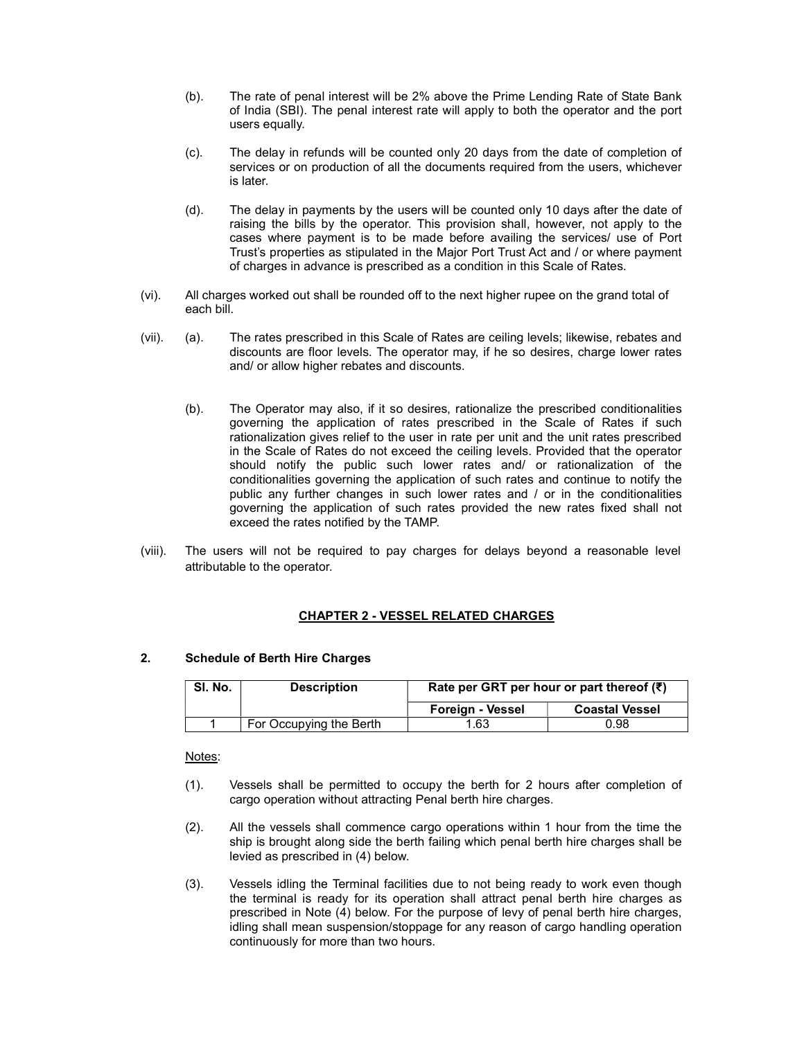(b). The rate of penal interest will be 2% above the Prime Lending Rate of State Bank of India (SBI). The penal interest rate will apply to both the operator and the port users equally.

(c). The delay in refunds will be counted only 20 days from the date of completion of services or on production of all the documents required from the users, whichever is later.

(d). The delay in payments by the users will be counted only 10 days after the date of raising the bills by the operator. This provision shall, however, not apply to the cases where payment is to be made before availing the services/ use of Port Trust's properties as stipulated in the Major Port Trust Act and / or where payment of charges in advance is prescribed as a condition in this Scale of Rates.

(vi). All charges worked out shall be rounded off to the next higher rupee on the grand total of each bill.

(vii). (a). The rates prescribed in this Scale of Rates are ceiling levels; likewise, rebates and discounts are floor levels. The operator may, if he so desires, charge lower rates and/ or allow higher rebates and discounts.

(b). The Operator may also, if it so desires, rationalize the prescribed conditionalities governing the application of rates prescribed in the Scale of Rates if such rationalization gives relief to the user in rate per unit and the unit rates prescribed in the Scale of Rates do not exceed the ceiling levels. Provided that the operator should notify the public such lower rates and/ or rationalization of the conditionalities governing the application of such rates and continue to notify the public any further changes in such lower rates and / or in the conditionalities governing the application of such rates provided the new rates fixed shall not exceed the rates notified by the TAMP.

(viii). The users will not be required to pay charges for delays beyond a reasonable level attributable to the operator.

## CHAPTER 2 - VESSEL RELATED CHARGES

### 2. Schedule of Berth Hire Charges

| Sl. No. | Description | Rate per GRT per hour or part thereof (₹) | |
|---|---|---|---|
| | | Foreign - Vessel | Coastal Vessel |
| 1 | For Occupying the Berth | 1.63 | 0.98 |

Notes:

(1). Vessels shall be permitted to occupy the berth for 2 hours after completion of cargo operation without attracting Penal berth hire charges.

(2). All the vessels shall commence cargo operations within 1 hour from the time the ship is brought along side the berth failing which penal berth hire charges shall be levied as prescribed in (4) below.

(3). Vessels idling the Terminal facilities due to not being ready to work even though the terminal is ready for its operation shall attract penal berth hire charges as prescribed in Note (4) below. For the purpose of levy of penal berth hire charges, idling shall mean suspension/stoppage for any reason of cargo handling operation continuously for more than two hours.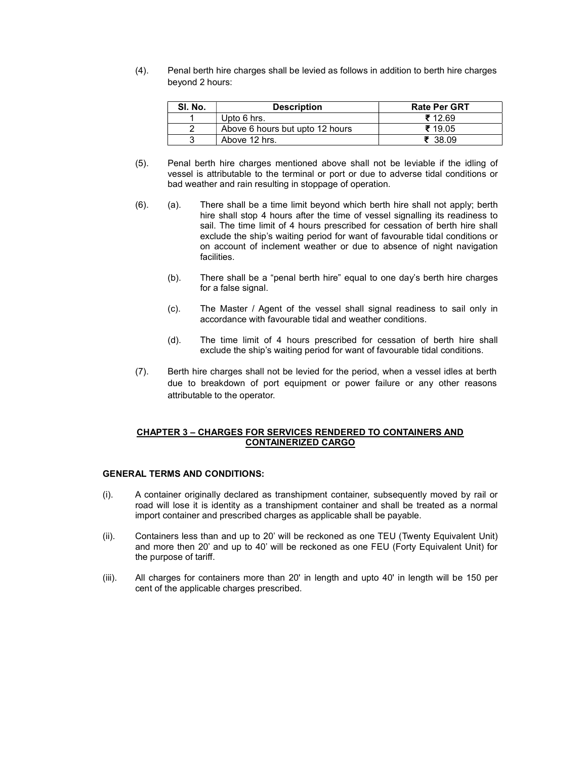(4). Penal berth hire charges shall be levied as follows in addition to berth hire charges beyond 2 hours:

| Sl. No. | Description | Rate Per GRT |
|---|---|---|
| 1 | Upto 6 hrs. | ₹ 12.69 |
| 2 | Above 6 hours but upto 12 hours | ₹ 19.05 |
| 3 | Above 12 hrs. | ₹ 38.09 |

(5). Penal berth hire charges mentioned above shall not be leviable if the idling of vessel is attributable to the terminal or port or due to adverse tidal conditions or bad weather and rain resulting in stoppage of operation.

(6). (a). There shall be a time limit beyond which berth hire shall not apply; berth hire shall stop 4 hours after the time of vessel signalling its readiness to sail. The time limit of 4 hours prescribed for cessation of berth hire shall exclude the ship's waiting period for want of favourable tidal conditions or on account of inclement weather or due to absence of night navigation facilities.

(b). There shall be a "penal berth hire" equal to one day's berth hire charges for a false signal.

(c). The Master / Agent of the vessel shall signal readiness to sail only in accordance with favourable tidal and weather conditions.

(d). The time limit of 4 hours prescribed for cessation of berth hire shall exclude the ship's waiting period for want of favourable tidal conditions.

(7). Berth hire charges shall not be levied for the period, when a vessel idles at berth due to breakdown of port equipment or power failure or any other reasons attributable to the operator.

## CHAPTER 3 – CHARGES FOR SERVICES RENDERED TO CONTAINERS AND CONTAINERIZED CARGO

**GENERAL TERMS AND CONDITIONS:**

(i). A container originally declared as transhipment container, subsequently moved by rail or road will lose it is identity as a transhipment container and shall be treated as a normal import container and prescribed charges as applicable shall be payable.

(ii). Containers less than and up to 20' will be reckoned as one TEU (Twenty Equivalent Unit) and more then 20' and up to 40' will be reckoned as one FEU (Forty Equivalent Unit) for the purpose of tariff.

(iii). All charges for containers more than 20' in length and upto 40' in length will be 150 per cent of the applicable charges prescribed.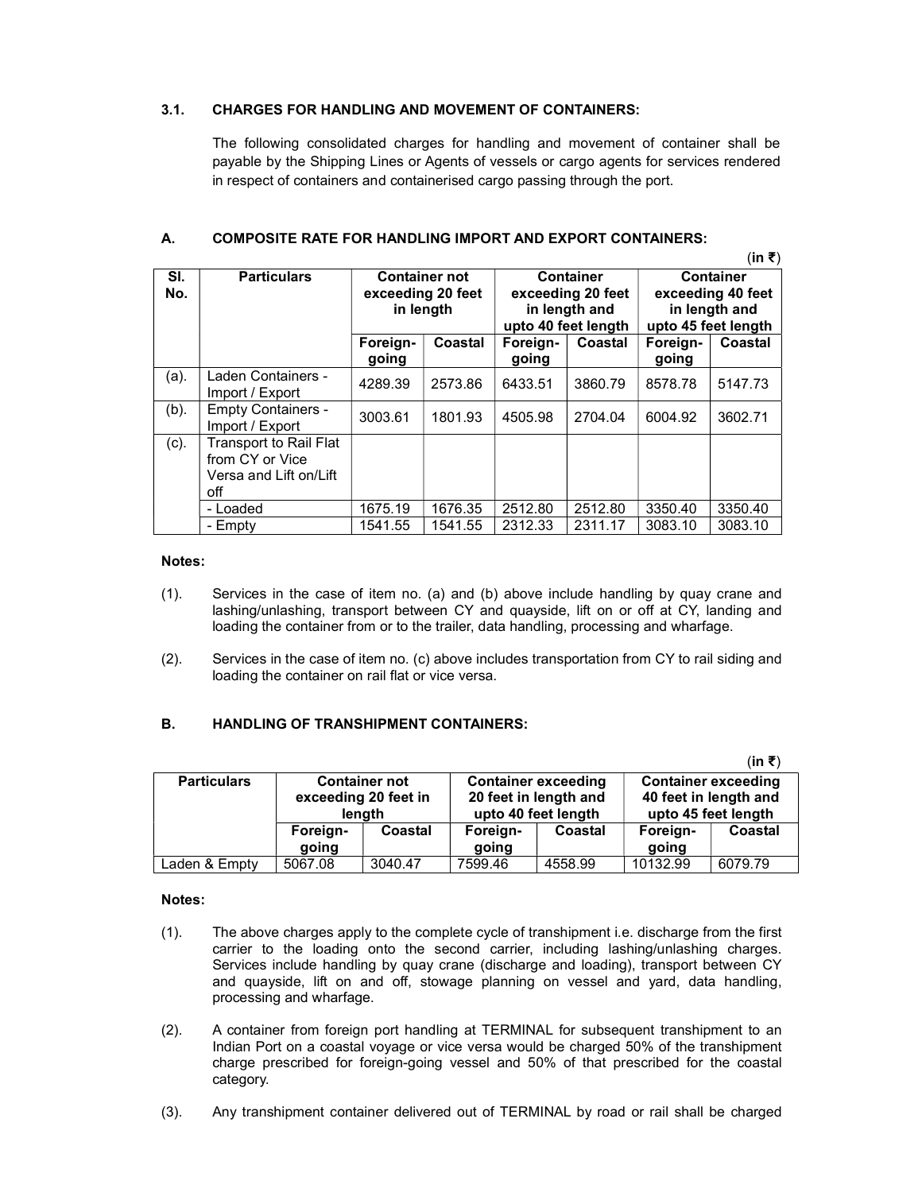### 3.1. CHARGES FOR HANDLING AND MOVEMENT OF CONTAINERS:

The following consolidated charges for handling and movement of container shall be payable by the Shipping Lines or Agents of vessels or cargo agents for services rendered in respect of containers and containerised cargo passing through the port.

### A. COMPOSITE RATE FOR HANDLING IMPORT AND EXPORT CONTAINERS:

(in ₹)

| Sl. No. | Particulars | Container not exceeding 20 feet in length | | Container exceeding 20 feet in length and upto 40 feet length | | Container exceeding 40 feet in length and upto 45 feet length | |
|---|---|---|---|---|---|---|---|
| | | Foreign-going | Coastal | Foreign-going | Coastal | Foreign-going | Coastal |
| (a). | Laden Containers - Import / Export | 4289.39 | 2573.86 | 6433.51 | 3860.79 | 8578.78 | 5147.73 |
| (b). | Empty Containers - Import / Export | 3003.61 | 1801.93 | 4505.98 | 2704.04 | 6004.92 | 3602.71 |
| (c). | Transport to Rail Flat from CY or Vice Versa and Lift on/Lift off | | | | | | |
| | - Loaded | 1675.19 | 1676.35 | 2512.80 | 2512.80 | 3350.40 | 3350.40 |
| | - Empty | 1541.55 | 1541.55 | 2312.33 | 2311.17 | 3083.10 | 3083.10 |

**Notes:**

(1). Services in the case of item no. (a) and (b) above include handling by quay crane and lashing/unlashing, transport between CY and quayside, lift on or off at CY, landing and loading the container from or to the trailer, data handling, processing and wharfage.

(2). Services in the case of item no. (c) above includes transportation from CY to rail siding and loading the container on rail flat or vice versa.

### B. HANDLING OF TRANSHIPMENT CONTAINERS:

(in ₹)

| Particulars | Container not exceeding 20 feet in length | | Container exceeding 20 feet in length and upto 40 feet length | | Container exceeding 40 feet in length and upto 45 feet length | |
|---|---|---|---|---|---|---|
| | Foreign-going | Coastal | Foreign-going | Coastal | Foreign-going | Coastal |
| Laden & Empty | 5067.08 | 3040.47 | 7599.46 | 4558.99 | 10132.99 | 6079.79 |

**Notes:**

(1). The above charges apply to the complete cycle of transhipment i.e. discharge from the first carrier to the loading onto the second carrier, including lashing/unlashing charges. Services include handling by quay crane (discharge and loading), transport between CY and quayside, lift on and off, stowage planning on vessel and yard, data handling, processing and wharfage.

(2). A container from foreign port handling at TERMINAL for subsequent transhipment to an Indian Port on a coastal voyage or vice versa would be charged 50% of the transhipment charge prescribed for foreign-going vessel and 50% of that prescribed for the coastal category.

(3). Any transhipment container delivered out of TERMINAL by road or rail shall be charged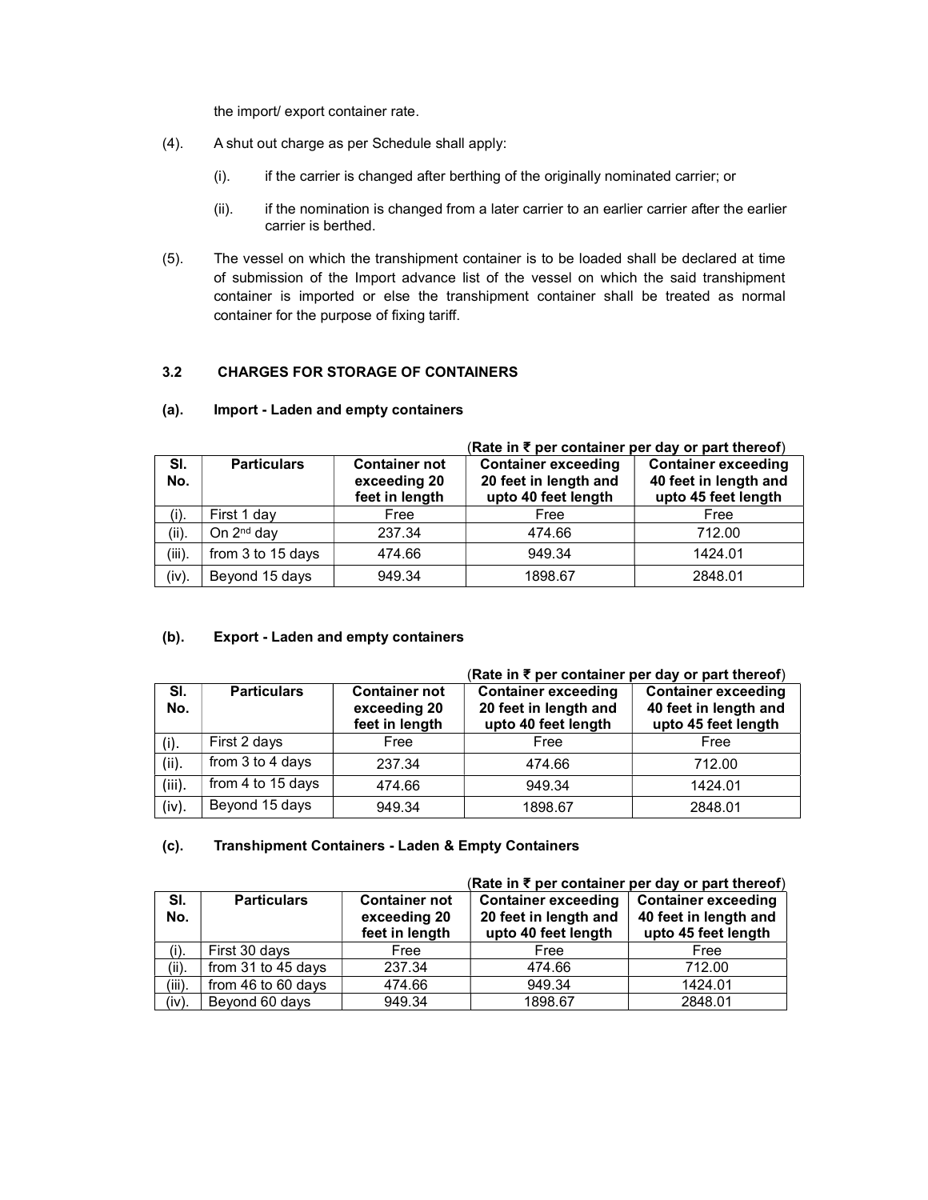the import/ export container rate.

(4). A shut out charge as per Schedule shall apply:

(i). if the carrier is changed after berthing of the originally nominated carrier; or

(ii). if the nomination is changed from a later carrier to an earlier carrier after the earlier carrier is berthed.

(5). The vessel on which the transhipment container is to be loaded shall be declared at time of submission of the Import advance list of the vessel on which the said transhipment container is imported or else the transhipment container shall be treated as normal container for the purpose of fixing tariff.

### 3.2 CHARGES FOR STORAGE OF CONTAINERS

#### (a). Import - Laden and empty containers

(**Rate in ₹ per container per day or part thereof**)

| Sl. No. | Particulars | Container not exceeding 20 feet in length | Container exceeding 20 feet in length and upto 40 feet length | Container exceeding 40 feet in length and upto 45 feet length |
|---|---|---|---|---|
| (i). | First 1 day | Free | Free | Free |
| (ii). | On 2nd day | 237.34 | 474.66 | 712.00 |
| (iii). | from 3 to 15 days | 474.66 | 949.34 | 1424.01 |
| (iv). | Beyond 15 days | 949.34 | 1898.67 | 2848.01 |

#### (b). Export - Laden and empty containers

(**Rate in ₹ per container per day or part thereof**)

| Sl. No. | Particulars | Container not exceeding 20 feet in length | Container exceeding 20 feet in length and upto 40 feet length | Container exceeding 40 feet in length and upto 45 feet length |
|---|---|---|---|---|
| (i). | First 2 days | Free | Free | Free |
| (ii). | from 3 to 4 days | 237.34 | 474.66 | 712.00 |
| (iii). | from 4 to 15 days | 474.66 | 949.34 | 1424.01 |
| (iv). | Beyond 15 days | 949.34 | 1898.67 | 2848.01 |

#### (c). Transhipment Containers - Laden & Empty Containers

(**Rate in ₹ per container per day or part thereof**)

| Sl. No. | Particulars | Container not exceeding 20 feet in length | Container exceeding 20 feet in length and upto 40 feet length | Container exceeding 40 feet in length and upto 45 feet length |
|---|---|---|---|---|
| (i). | First 30 days | Free | Free | Free |
| (ii). | from 31 to 45 days | 237.34 | 474.66 | 712.00 |
| (iii). | from 46 to 60 days | 474.66 | 949.34 | 1424.01 |
| (iv). | Beyond 60 days | 949.34 | 1898.67 | 2848.01 |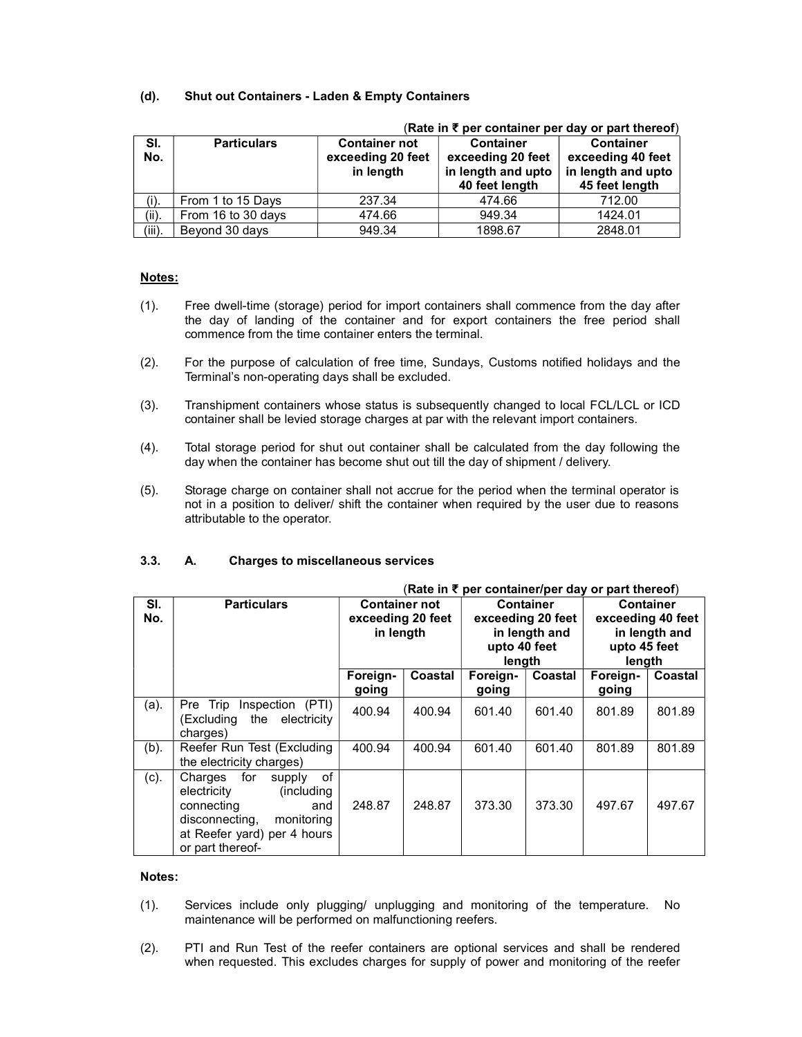**(d). Shut out Containers - Laden & Empty Containers**

(**Rate in ₹ per container per day or part thereof**)

| Sl. No. | Particulars | Container not exceeding 20 feet in length | Container exceeding 20 feet in length and upto 40 feet length | Container exceeding 40 feet in length and upto 45 feet length |
|---|---|---|---|---|
| (i). | From 1 to 15 Days | 237.34 | 474.66 | 712.00 |
| (ii). | From 16 to 30 days | 474.66 | 949.34 | 1424.01 |
| (iii). | Beyond 30 days | 949.34 | 1898.67 | 2848.01 |

**Notes:**

(1). Free dwell-time (storage) period for import containers shall commence from the day after the day of landing of the container and for export containers the free period shall commence from the time container enters the terminal.

(2). For the purpose of calculation of free time, Sundays, Customs notified holidays and the Terminal's non-operating days shall be excluded.

(3). Transhipment containers whose status is subsequently changed to local FCL/LCL or ICD container shall be levied storage charges at par with the relevant import containers.

(4). Total storage period for shut out container shall be calculated from the day following the day when the container has become shut out till the day of shipment / delivery.

(5). Storage charge on container shall not accrue for the period when the terminal operator is not in a position to deliver/ shift the container when required by the user due to reasons attributable to the operator.

**3.3. A. Charges to miscellaneous services**

(**Rate in ₹ per container/per day or part thereof**)

| Sl. No. | Particulars | Container not exceeding 20 feet in length | | Container exceeding 20 feet in length and upto 40 feet length | | Container exceeding 40 feet in length and upto 45 feet length | |
|---|---|---|---|---|---|---|---|
| | | Foreign-going | Coastal | Foreign-going | Coastal | Foreign-going | Coastal |
| (a). | Pre Trip Inspection (PTI) (Excluding the electricity charges) | 400.94 | 400.94 | 601.40 | 601.40 | 801.89 | 801.89 |
| (b). | Reefer Run Test (Excluding the electricity charges) | 400.94 | 400.94 | 601.40 | 601.40 | 801.89 | 801.89 |
| (c). | Charges for supply of electricity (including connecting and disconnecting, monitoring at Reefer yard) per 4 hours or part thereof- | 248.87 | 248.87 | 373.30 | 373.30 | 497.67 | 497.67 |

**Notes:**

(1). Services include only plugging/ unplugging and monitoring of the temperature. No maintenance will be performed on malfunctioning reefers.

(2). PTI and Run Test of the reefer containers are optional services and shall be rendered when requested. This excludes charges for supply of power and monitoring of the reefer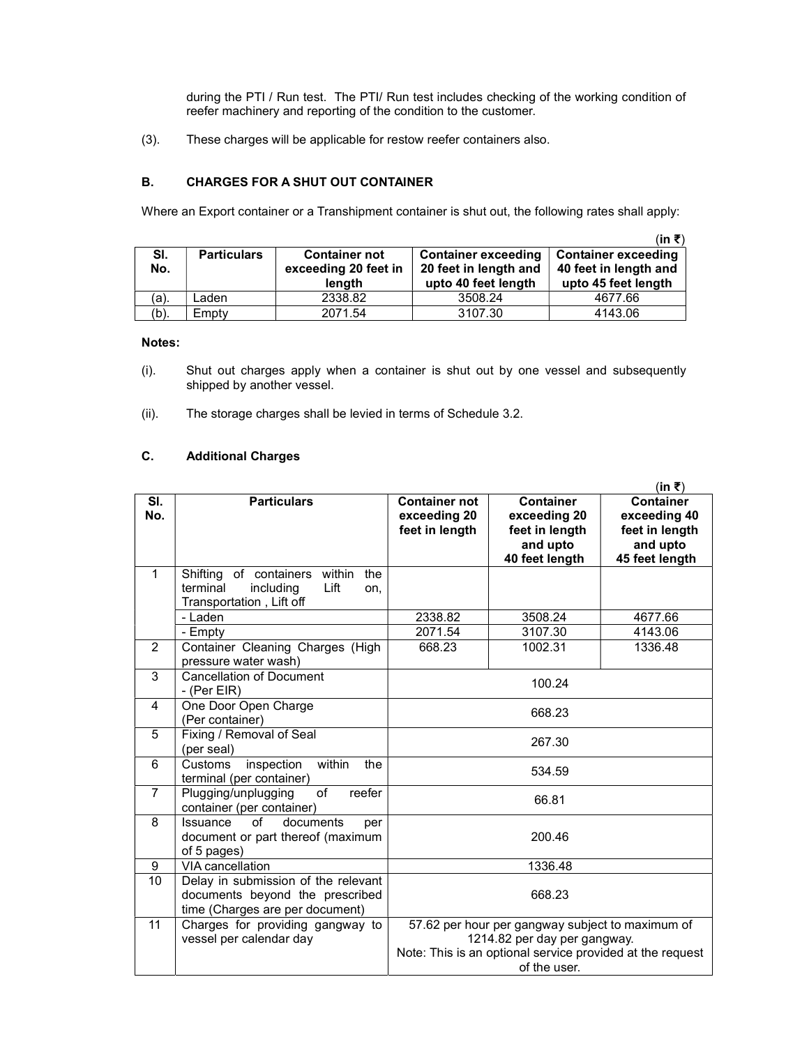during the PTI / Run test. The PTI/ Run test includes checking of the working condition of reefer machinery and reporting of the condition to the customer.

(3). These charges will be applicable for restow reefer containers also.

### B. CHARGES FOR A SHUT OUT CONTAINER

Where an Export container or a Transhipment container is shut out, the following rates shall apply:

(in ₹)

| Sl. No. | Particulars | Container not exceeding 20 feet in length | Container exceeding 20 feet in length and upto 40 feet length | Container exceeding 40 feet in length and upto 45 feet length |
|---|---|---|---|---|
| (a). | Laden | 2338.82 | 3508.24 | 4677.66 |
| (b). | Empty | 2071.54 | 3107.30 | 4143.06 |

**Notes:**

(i). Shut out charges apply when a container is shut out by one vessel and subsequently shipped by another vessel.

(ii). The storage charges shall be levied in terms of Schedule 3.2.

### C. Additional Charges

(in ₹)

| Sl. No. | Particulars | Container not exceeding 20 feet in length | Container exceeding 20 feet in length and upto 40 feet length | Container exceeding 40 feet in length and upto 45 feet length |
|---|---|---|---|---|
| 1 | Shifting of containers within the terminal including Lift on, Transportation , Lift off | | | |
| | - Laden | 2338.82 | 3508.24 | 4677.66 |
| | - Empty | 2071.54 | 3107.30 | 4143.06 |
| 2 | Container Cleaning Charges (High pressure water wash) | 668.23 | 1002.31 | 1336.48 |
| 3 | Cancellation of Document - (Per EIR) | 100.24 | | |
| 4 | One Door Open Charge (Per container) | 668.23 | | |
| 5 | Fixing / Removal of Seal (per seal) | 267.30 | | |
| 6 | Customs inspection within the terminal (per container) | 534.59 | | |
| 7 | Plugging/unplugging of reefer container (per container) | 66.81 | | |
| 8 | Issuance of documents per document or part thereof (maximum of 5 pages) | 200.46 | | |
| 9 | VIA cancellation | 1336.48 | | |
| 10 | Delay in submission of the relevant documents beyond the prescribed time (Charges are per document) | 668.23 | | |
| 11 | Charges for providing gangway to vessel per calendar day | 57.62 per hour per gangway subject to maximum of 1214.82 per day per gangway. Note: This is an optional service provided at the request of the user. | | |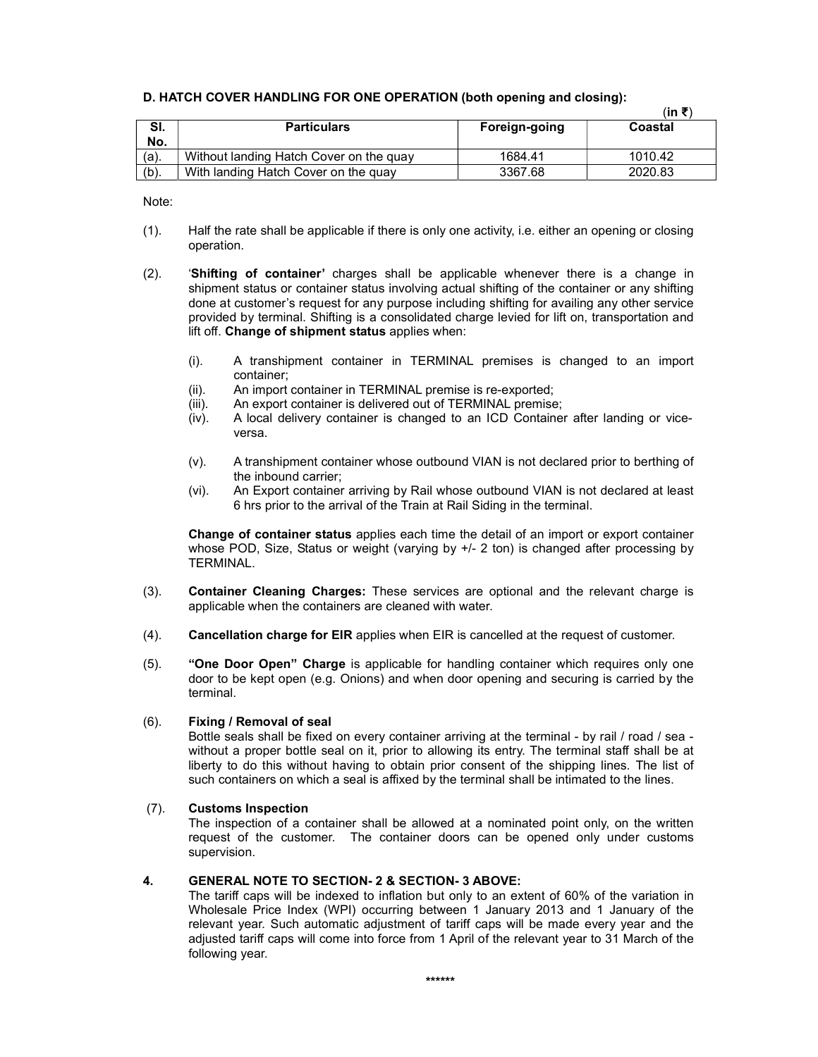**D. HATCH COVER HANDLING FOR ONE OPERATION (both opening and closing):**

(in ₹)

| Sl. No. | Particulars | Foreign-going | Coastal |
|---|---|---|---|
| (a). | Without landing Hatch Cover on the quay | 1684.41 | 1010.42 |
| (b). | With landing Hatch Cover on the quay | 3367.68 | 2020.83 |

Note:

(1). Half the rate shall be applicable if there is only one activity, i.e. either an opening or closing operation.

(2). '**Shifting of container**' charges shall be applicable whenever there is a change in shipment status or container status involving actual shifting of the container or any shifting done at customer's request for any purpose including shifting for availing any other service provided by terminal. Shifting is a consolidated charge levied for lift on, transportation and lift off. **Change of shipment status** applies when:

   (i). A transhipment container in TERMINAL premises is changed to an import container;
   (ii). An import container in TERMINAL premise is re-exported;
   (iii). An export container is delivered out of TERMINAL premise;
   (iv). A local delivery container is changed to an ICD Container after landing or vice-versa.
   (v). A transhipment container whose outbound VIAN is not declared prior to berthing of the inbound carrier;
   (vi). An Export container arriving by Rail whose outbound VIAN is not declared at least 6 hrs prior to the arrival of the Train at Rail Siding in the terminal.

   **Change of container status** applies each time the detail of an import or export container whose POD, Size, Status or weight (varying by +/- 2 ton) is changed after processing by TERMINAL.

(3). **Container Cleaning Charges:** These services are optional and the relevant charge is applicable when the containers are cleaned with water.

(4). **Cancellation charge for EIR** applies when EIR is cancelled at the request of customer.

(5). **"One Door Open" Charge** is applicable for handling container which requires only one door to be kept open (e.g. Onions) and when door opening and securing is carried by the terminal.

(6). **Fixing / Removal of seal**
Bottle seals shall be fixed on every container arriving at the terminal - by rail / road / sea - without a proper bottle seal on it, prior to allowing its entry. The terminal staff shall be at liberty to do this without having to obtain prior consent of the shipping lines. The list of such containers on which a seal is affixed by the terminal shall be intimated to the lines.

(7). **Customs Inspection**
The inspection of a container shall be allowed at a nominated point only, on the written request of the customer. The container doors can be opened only under customs supervision.

**4. GENERAL NOTE TO SECTION- 2 & SECTION- 3 ABOVE:**

The tariff caps will be indexed to inflation but only to an extent of 60% of the variation in Wholesale Price Index (WPI) occurring between 1 January 2013 and 1 January of the relevant year. Such automatic adjustment of tariff caps will be made every year and the adjusted tariff caps will come into force from 1 April of the relevant year to 31 March of the following year.

******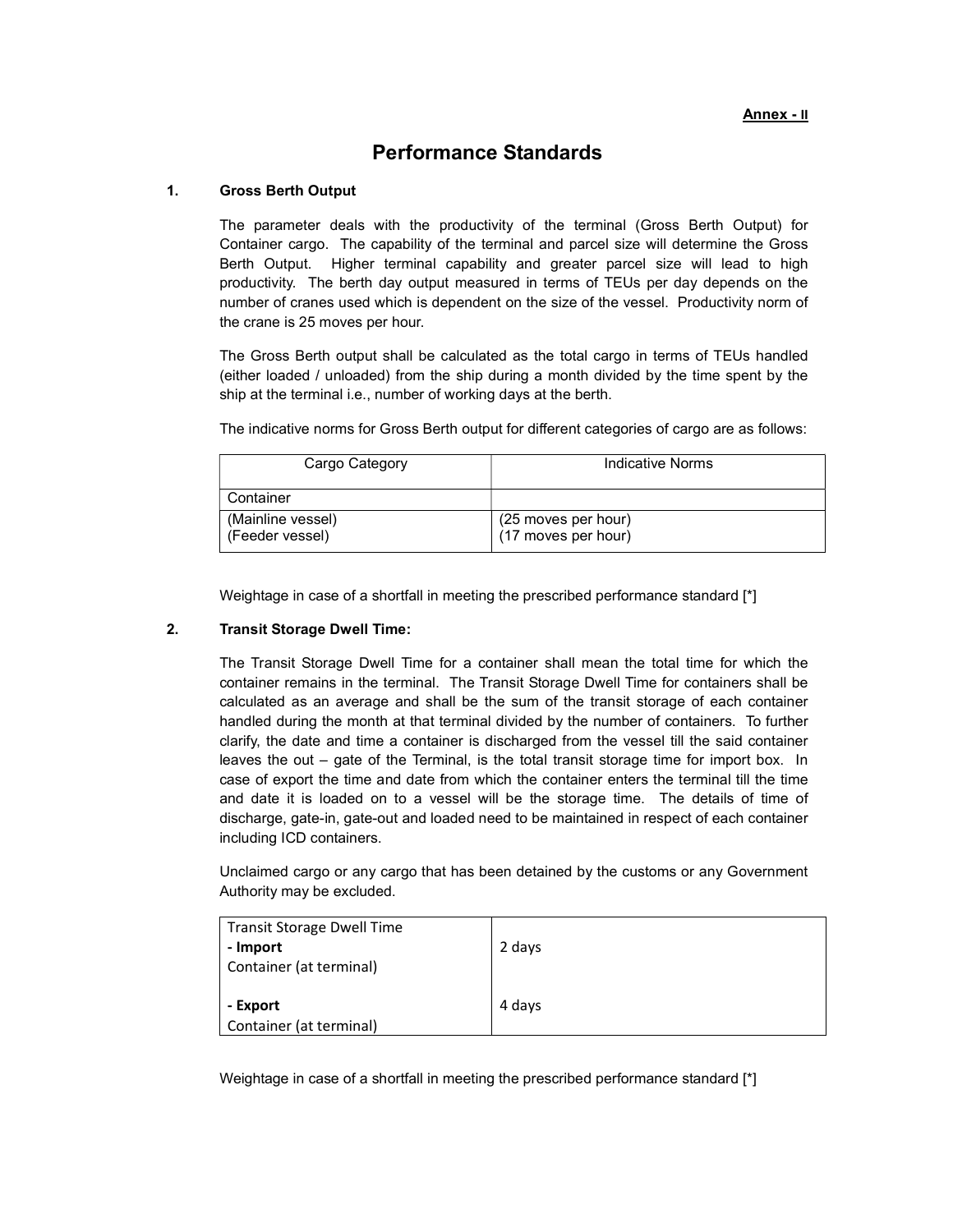**Annex - II**

# Performance Standards

## 1. Gross Berth Output

The parameter deals with the productivity of the terminal (Gross Berth Output) for Container cargo. The capability of the terminal and parcel size will determine the Gross Berth Output. Higher terminal capability and greater parcel size will lead to high productivity. The berth day output measured in terms of TEUs per day depends on the number of cranes used which is dependent on the size of the vessel. Productivity norm of the crane is 25 moves per hour.

The Gross Berth output shall be calculated as the total cargo in terms of TEUs handled (either loaded / unloaded) from the ship during a month divided by the time spent by the ship at the terminal i.e., number of working days at the berth.

The indicative norms for Gross Berth output for different categories of cargo are as follows:

| Cargo Category | Indicative Norms |
|---|---|
| Container | |
| (Mainline vessel)<br>(Feeder vessel) | (25 moves per hour)<br>(17 moves per hour) |

Weightage in case of a shortfall in meeting the prescribed performance standard [*]

## 2. Transit Storage Dwell Time:

The Transit Storage Dwell Time for a container shall mean the total time for which the container remains in the terminal. The Transit Storage Dwell Time for containers shall be calculated as an average and shall be the sum of the transit storage of each container handled during the month at that terminal divided by the number of containers. To further clarify, the date and time a container is discharged from the vessel till the said container leaves the out – gate of the Terminal, is the total transit storage time for import box. In case of export the time and date from which the container enters the terminal till the time and date it is loaded on to a vessel will be the storage time. The details of time of discharge, gate-in, gate-out and loaded need to be maintained in respect of each container including ICD containers.

Unclaimed cargo or any cargo that has been detained by the customs or any Government Authority may be excluded.

| Transit Storage Dwell Time | |
|---|---|
| **- Import**<br>Container (at terminal) | 2 days |
| **- Export**<br>Container (at terminal) | 4 days |

Weightage in case of a shortfall in meeting the prescribed performance standard [*]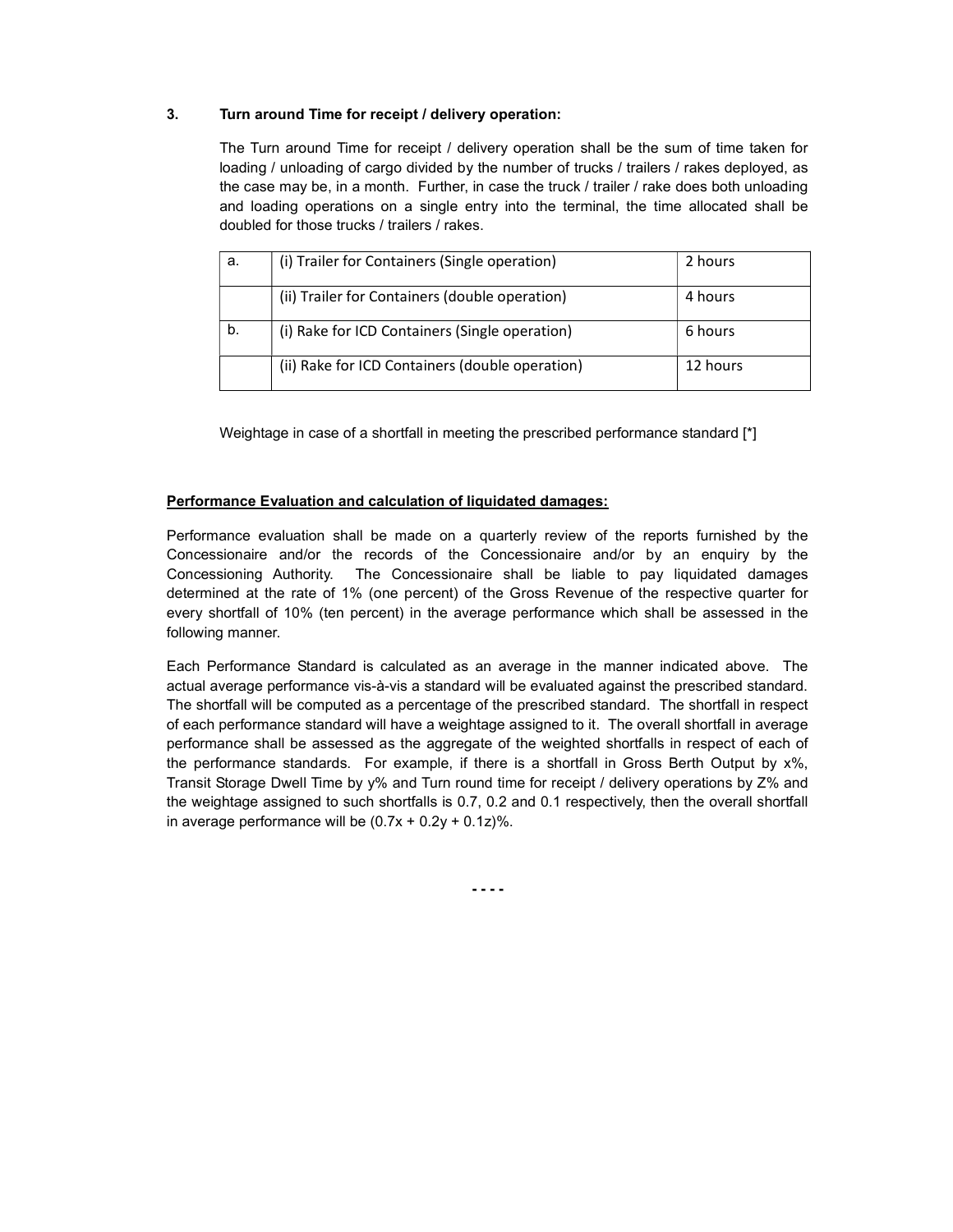**3. Turn around Time for receipt / delivery operation:**

The Turn around Time for receipt / delivery operation shall be the sum of time taken for loading / unloading of cargo divided by the number of trucks / trailers / rakes deployed, as the case may be, in a month. Further, in case the truck / trailer / rake does both unloading and loading operations on a single entry into the terminal, the time allocated shall be doubled for those trucks / trailers / rakes.

| | | |
|---|---|---|
| a. | (i) Trailer for Containers (Single operation) | 2 hours |
| | (ii) Trailer for Containers (double operation) | 4 hours |
| b. | (i) Rake for ICD Containers (Single operation) | 6 hours |
| | (ii) Rake for ICD Containers (double operation) | 12 hours |

Weightage in case of a shortfall in meeting the prescribed performance standard [*]

**<u>Performance Evaluation and calculation of liquidated damages:</u>**

Performance evaluation shall be made on a quarterly review of the reports furnished by the Concessionaire and/or the records of the Concessionaire and/or by an enquiry by the Concessioning Authority. The Concessionaire shall be liable to pay liquidated damages determined at the rate of 1% (one percent) of the Gross Revenue of the respective quarter for every shortfall of 10% (ten percent) in the average performance which shall be assessed in the following manner.

Each Performance Standard is calculated as an average in the manner indicated above. The actual average performance vis-à-vis a standard will be evaluated against the prescribed standard. The shortfall will be computed as a percentage of the prescribed standard. The shortfall in respect of each performance standard will have a weightage assigned to it. The overall shortfall in average performance shall be assessed as the aggregate of the weighted shortfalls in respect of each of the performance standards. For example, if there is a shortfall in Gross Berth Output by $x$%, Transit Storage Dwell Time by $y$% and Turn round time for receipt / delivery operations by $Z$% and the weightage assigned to such shortfalls is 0.7, 0.2 and 0.1 respectively, then the overall shortfall in average performance will be $(0.7x + 0.2y + 0.1z)$%.

- - - -